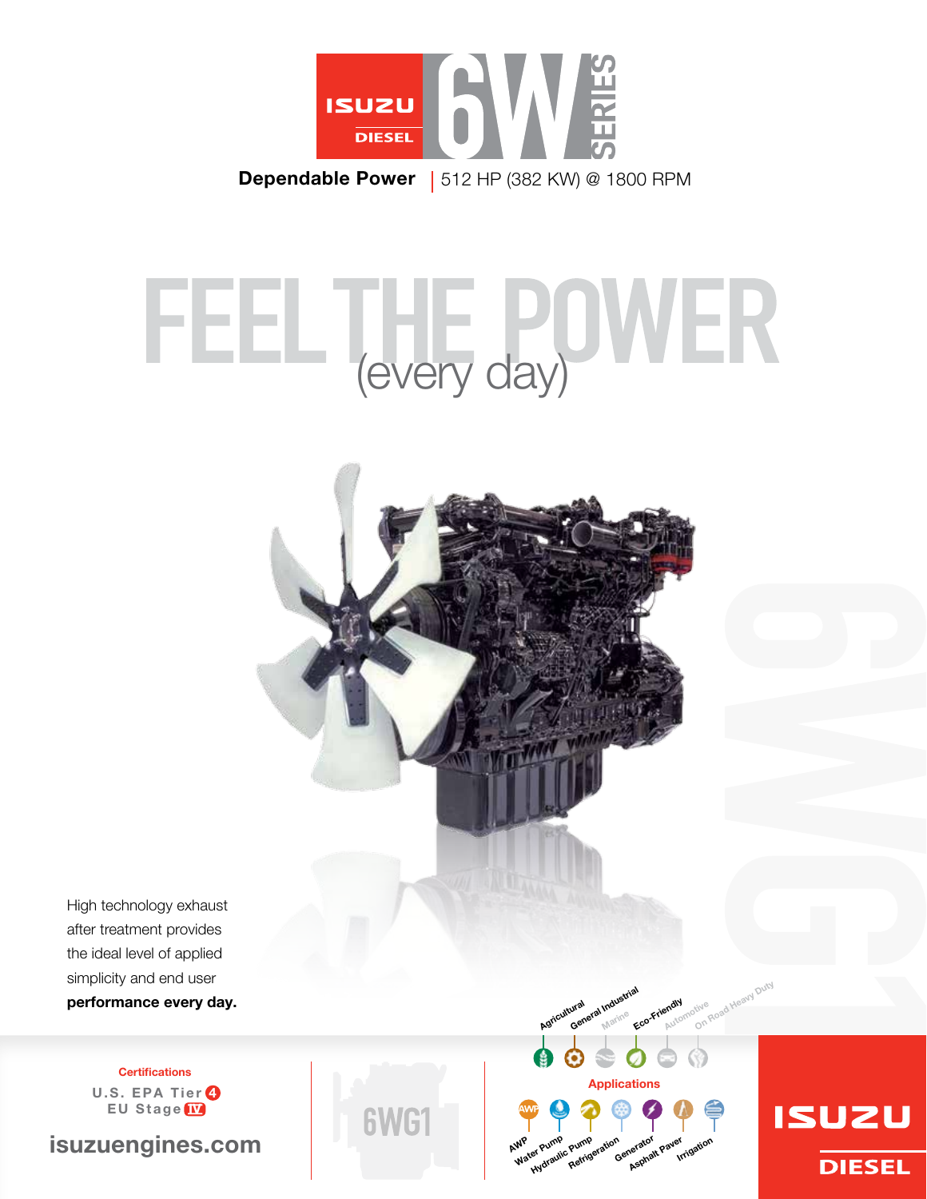# ISUZU DIESEL 6W SERIES

**Dependable Power** | 512 HP (382 KW) @ 1800 RPM

# FEEL THE POWER
(every day)

High technology exhaust after treatment provides the ideal level of applied simplicity and end user **performance every day.**

Agricultural
General Industrial
Marine
Eco-Friendly
Automotive
On Road Heavy Duty

**Certifications**

U.S. EPA Tier 4
EU Stage IV

isuzuengines.com

6WG1

**Applications**

AWP
Water Pump
Hydraulic Pump
Refrigeration
Generator
Asphalt Paver
Irrigation

ISUZU DIESEL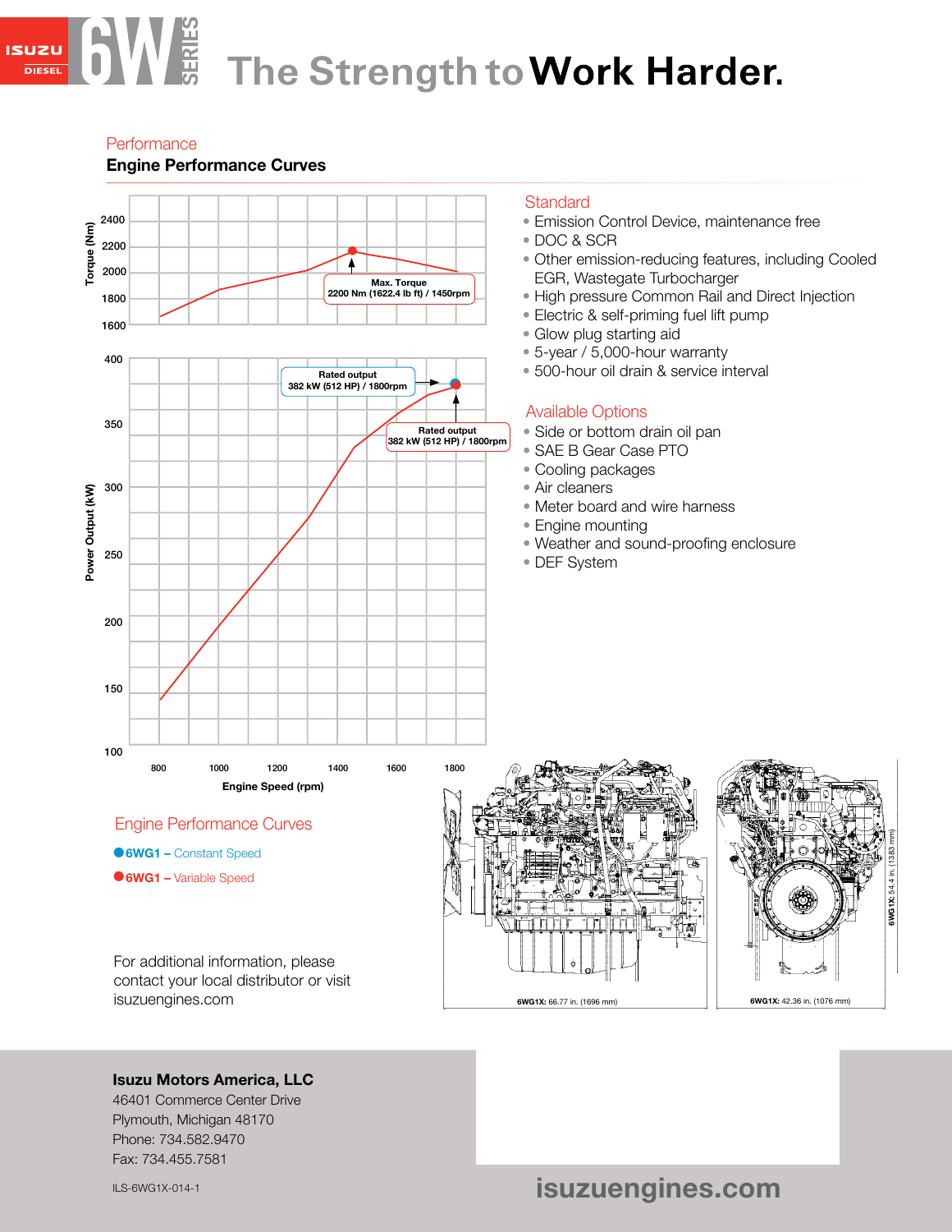ISUZU DIESEL 6W SERIES

# The Strength to Work Harder.

## Performance

### Engine Performance Curves

Torque (Nm)

2400
2200
2000
1800
1600

Max. Torque
2200 Nm (1622.4 lb ft) / 1450rpm

Power Output (kW)

400
350
300
250
200
150
100

Rated output
382 kW (512 HP) / 1800rpm

Rated output
382 kW (512 HP) / 1800rpm

800
1000
1200
1400
1600
1800

Engine Speed (rpm)

### Engine Performance Curves

- **6WG1 –** Constant Speed
- **6WG1 –** Variable Speed

### Standard

- Emission Control Device, maintenance free
- DOC & SCR
- Other emission-reducing features, including Cooled EGR, Wastegate Turbocharger
- High pressure Common Rail and Direct Injection
- Electric & self-priming fuel lift pump
- Glow plug starting aid
- 5-year / 5,000-hour warranty
- 500-hour oil drain & service interval

### Available Options

- Side or bottom drain oil pan
- SAE B Gear Case PTO
- Cooling packages
- Air cleaners
- Meter board and wire harness
- Engine mounting
- Weather and sound-proofing enclosure
- DEF System

**6WG1X:** 66.77 in. (1696 mm)

**6WG1X:** 42.36 in. (1076 mm)

**6WG1X:** 54.4 in. (1383 mm)

For additional information, please contact your local distributor or visit isuzuengines.com

**Isuzu Motors America, LLC**
46401 Commerce Center Drive
Plymouth, Michigan 48170
Phone: 734.582.9470
Fax: 734.455.7581

ILS-6WG1X-014-1

**isuzuengines.com**